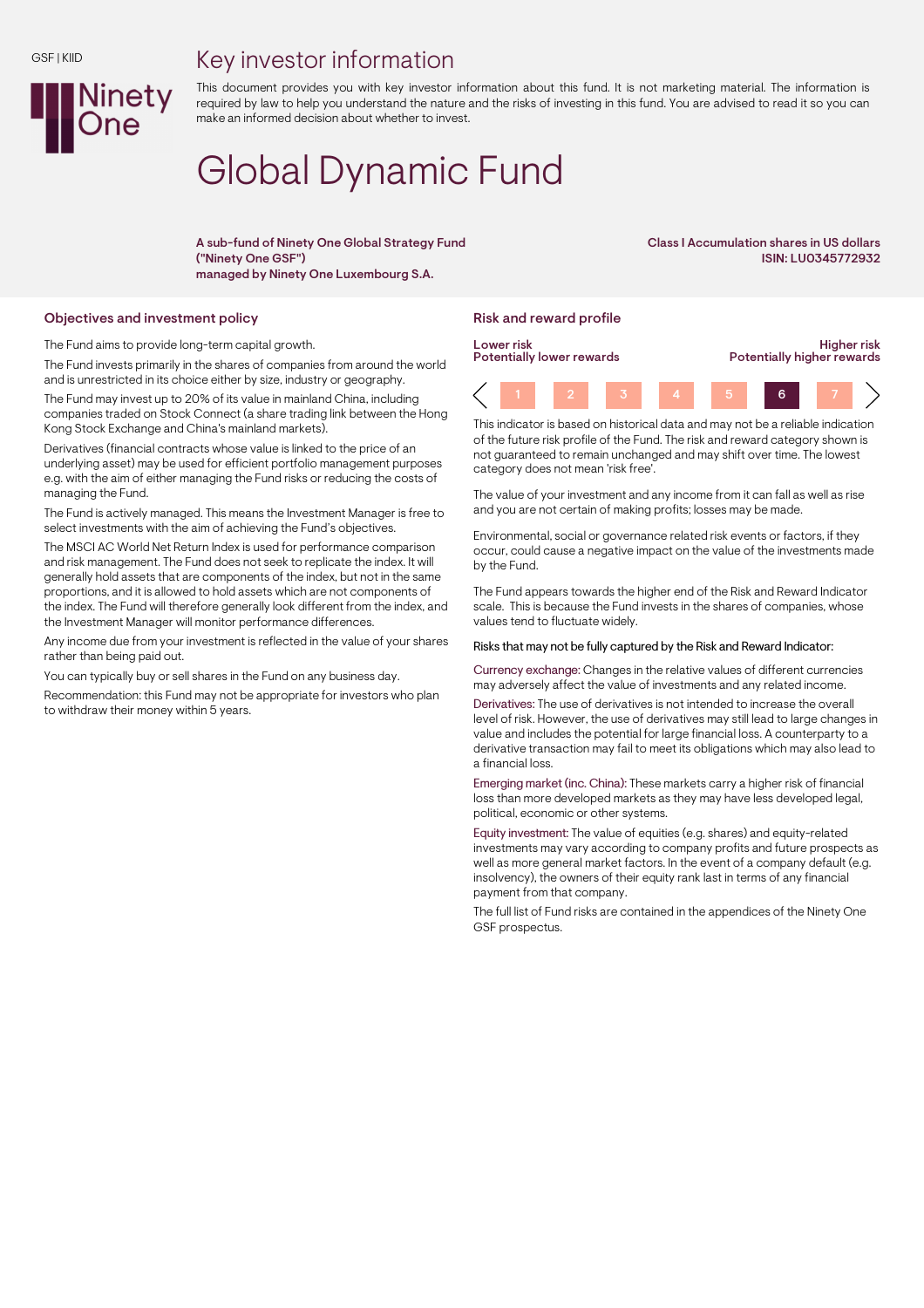GSF | KIID

# Key investor information

This document provides you with key investor information about this fund. It is not marketing material. The information is required by law to help you understand the nature and the risks of investing in this fund. You are advised to read it so you can make an informed decision about whether to invest.

# Global Dynamic Fund

**A sub-fund of Ninety One Global Strategy Fund ("Ninety One GSF") managed by Ninety One Luxembourg S.A.**

**Class I Accumulation shares in US dollars**
**ISIN: LU0345772932**

## Objectives and investment policy

The Fund aims to provide long-term capital growth.

The Fund invests primarily in the shares of companies from around the world and is unrestricted in its choice either by size, industry or geography.

The Fund may invest up to 20% of its value in mainland China, including companies traded on Stock Connect (a share trading link between the Hong Kong Stock Exchange and China's mainland markets).

Derivatives (financial contracts whose value is linked to the price of an underlying asset) may be used for efficient portfolio management purposes e.g. with the aim of either managing the Fund risks or reducing the costs of managing the Fund.

The Fund is actively managed. This means the Investment Manager is free to select investments with the aim of achieving the Fund's objectives.

The MSCI AC World Net Return Index is used for performance comparison and risk management. The Fund does not seek to replicate the index. It will generally hold assets that are components of the index, but not in the same proportions, and it is allowed to hold assets which are not components of the index. The Fund will therefore generally look different from the index, and the Investment Manager will monitor performance differences.

Any income due from your investment is reflected in the value of your shares rather than being paid out.

You can typically buy or sell shares in the Fund on any business day.

Recommendation: this Fund may not be appropriate for investors who plan to withdraw their money within 5 years.

## Risk and reward profile

| Lower risk<br>Potentially lower rewards | | | | | | Higher risk<br>Potentially higher rewards |
|---|---|---|---|---|---|---|
| 1 | 2 | 3 | 4 | 5 | **6** | 7 |

This indicator is based on historical data and may not be a reliable indication of the future risk profile of the Fund. The risk and reward category shown is not guaranteed to remain unchanged and may shift over time. The lowest category does not mean 'risk free'.

The value of your investment and any income from it can fall as well as rise and you are not certain of making profits; losses may be made.

Environmental, social or governance related risk events or factors, if they occur, could cause a negative impact on the value of the investments made by the Fund.

The Fund appears towards the higher end of the Risk and Reward Indicator scale. This is because the Fund invests in the shares of companies, whose values tend to fluctuate widely.

Risks that may not be fully captured by the Risk and Reward Indicator:

Currency exchange: Changes in the relative values of different currencies may adversely affect the value of investments and any related income.

Derivatives: The use of derivatives is not intended to increase the overall level of risk. However, the use of derivatives may still lead to large changes in value and includes the potential for large financial loss. A counterparty to a derivative transaction may fail to meet its obligations which may also lead to a financial loss.

Emerging market (inc. China): These markets carry a higher risk of financial loss than more developed markets as they may have less developed legal, political, economic or other systems.

Equity investment: The value of equities (e.g. shares) and equity-related investments may vary according to company profits and future prospects as well as more general market factors. In the event of a company default (e.g. insolvency), the owners of their equity rank last in terms of any financial payment from that company.

The full list of Fund risks are contained in the appendices of the Ninety One GSF prospectus.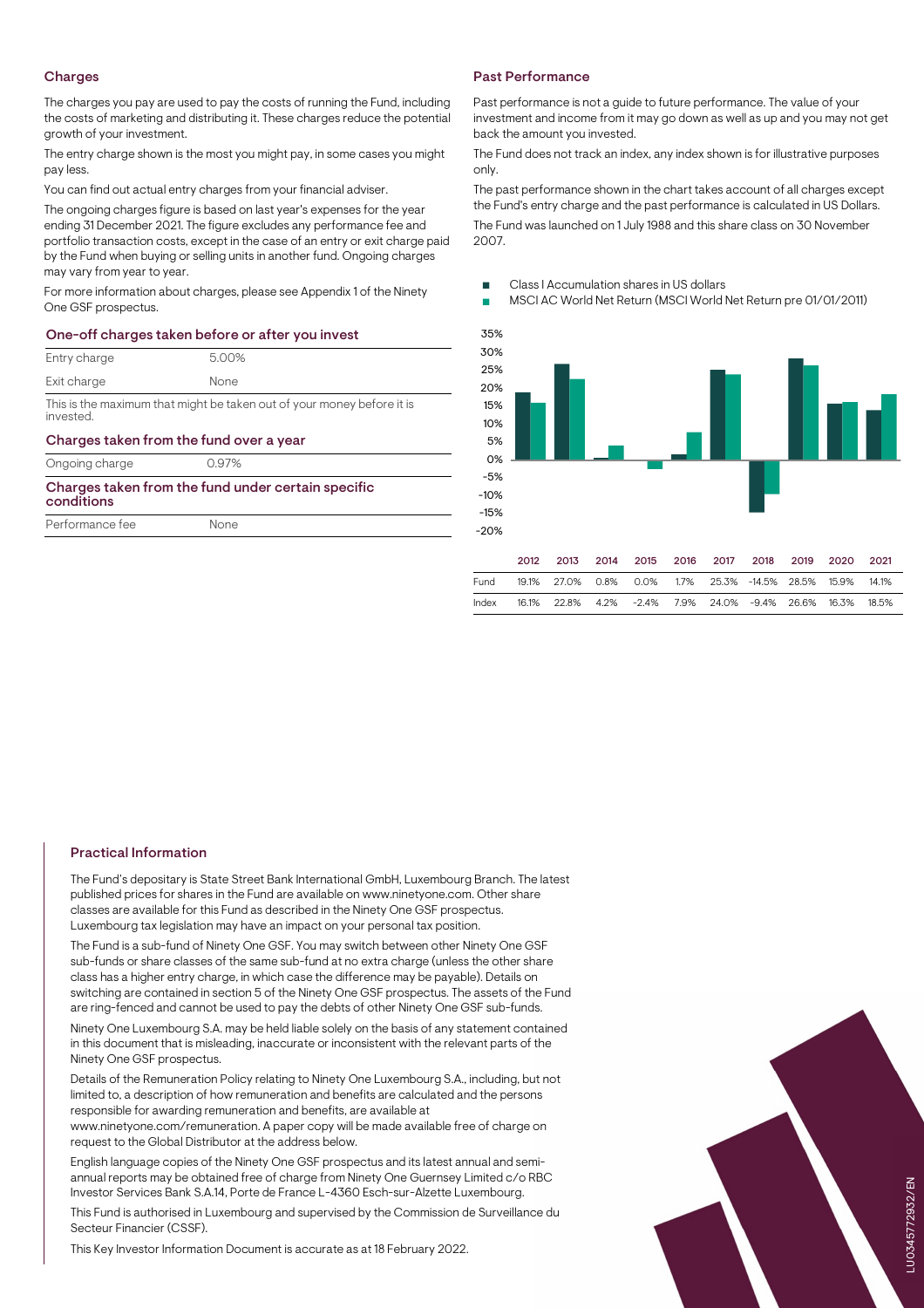## Charges

The charges you pay are used to pay the costs of running the Fund, including the costs of marketing and distributing it. These charges reduce the potential growth of your investment.

The entry charge shown is the most you might pay, in some cases you might pay less.

You can find out actual entry charges from your financial adviser.

The ongoing charges figure is based on last year's expenses for the year ending 31 December 2021. The figure excludes any performance fee and portfolio transaction costs, except in the case of an entry or exit charge paid by the Fund when buying or selling units in another fund. Ongoing charges may vary from year to year.

For more information about charges, please see Appendix 1 of the Ninety One GSF prospectus.

### One-off charges taken before or after you invest

| | |
|---|---|
| Entry charge | 5.00% |
| Exit charge | None |

This is the maximum that might be taken out of your money before it is invested.

### Charges taken from the fund over a year

| | |
|---|---|
| Ongoing charge | 0.97% |

### Charges taken from the fund under certain specific conditions

| | |
|---|---|
| Performance fee | None |

## Past Performance

Past performance is not a guide to future performance. The value of your investment and income from it may go down as well as up and you may not get back the amount you invested.

The Fund does not track an index, any index shown is for illustrative purposes only.

The past performance shown in the chart takes account of all charges except the Fund's entry charge and the past performance is calculated in US Dollars.

The Fund was launched on 1 July 1988 and this share class on 30 November 2007.

Class I Accumulation shares in US dollars

MSCI AC World Net Return (MSCI World Net Return pre 01/01/2011)

35%
30%
25%
20%
15%
10%
5%
0%
-5%
-10%
-15%
-20%

| | 2012 | 2013 | 2014 | 2015 | 2016 | 2017 | 2018 | 2019 | 2020 | 2021 |
|---|---|---|---|---|---|---|---|---|---|---|
| Fund | 19.1% | 27.0% | 0.8% | 0.0% | 1.7% | 25.3% | -14.5% | 28.5% | 15.9% | 14.1% |
| Index | 16.1% | 22.8% | 4.2% | -2.4% | 7.9% | 24.0% | -9.4% | 26.6% | 16.3% | 18.5% |

## Practical Information

The Fund's depositary is State Street Bank International GmbH, Luxembourg Branch. The latest published prices for shares in the Fund are available on www.ninetyone.com. Other share classes are available for this Fund as described in the Ninety One GSF prospectus. Luxembourg tax legislation may have an impact on your personal tax position.

The Fund is a sub-fund of Ninety One GSF. You may switch between other Ninety One GSF sub-funds or share classes of the same sub-fund at no extra charge (unless the other share class has a higher entry charge, in which case the difference may be payable). Details on switching are contained in section 5 of the Ninety One GSF prospectus. The assets of the Fund are ring-fenced and cannot be used to pay the debts of other Ninety One GSF sub-funds.

Ninety One Luxembourg S.A. may be held liable solely on the basis of any statement contained in this document that is misleading, inaccurate or inconsistent with the relevant parts of the Ninety One GSF prospectus.

Details of the Remuneration Policy relating to Ninety One Luxembourg S.A., including, but not limited to, a description of how remuneration and benefits are calculated and the persons responsible for awarding remuneration and benefits, are available at www.ninetyone.com/remuneration. A paper copy will be made available free of charge on request to the Global Distributor at the address below.

English language copies of the Ninety One GSF prospectus and its latest annual and semi-annual reports may be obtained free of charge from Ninety One Guernsey Limited c/o RBC Investor Services Bank S.A.14, Porte de France L-4360 Esch-sur-Alzette Luxembourg.

This Fund is authorised in Luxembourg and supervised by the Commission de Surveillance du Secteur Financier (CSSF).

This Key Investor Information Document is accurate as at 18 February 2022.

LU0345772932/EN